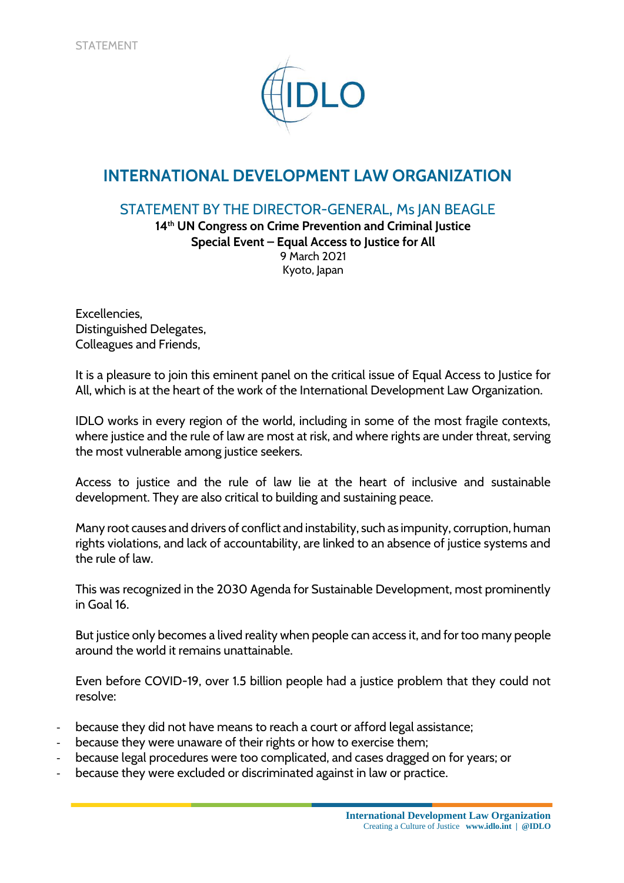STATEMENT

IDLO

# INTERNATIONAL DEVELOPMENT LAW ORGANIZATION

## STATEMENT BY THE DIRECTOR-GENERAL, Ms JAN BEAGLE

**14th UN Congress on Crime Prevention and Criminal Justice**
**Special Event – Equal Access to Justice for All**
9 March 2021
Kyoto, Japan

Excellencies,
Distinguished Delegates,
Colleagues and Friends,

It is a pleasure to join this eminent panel on the critical issue of Equal Access to Justice for All, which is at the heart of the work of the International Development Law Organization.

IDLO works in every region of the world, including in some of the most fragile contexts, where justice and the rule of law are most at risk, and where rights are under threat, serving the most vulnerable among justice seekers.

Access to justice and the rule of law lie at the heart of inclusive and sustainable development. They are also critical to building and sustaining peace.

Many root causes and drivers of conflict and instability, such as impunity, corruption, human rights violations, and lack of accountability, are linked to an absence of justice systems and the rule of law.

This was recognized in the 2030 Agenda for Sustainable Development, most prominently in Goal 16.

But justice only becomes a lived reality when people can access it, and for too many people around the world it remains unattainable.

Even before COVID-19, over 1.5 billion people had a justice problem that they could not resolve:

- because they did not have means to reach a court or afford legal assistance;
- because they were unaware of their rights or how to exercise them;
- because legal procedures were too complicated, and cases dragged on for years; or
- because they were excluded or discriminated against in law or practice.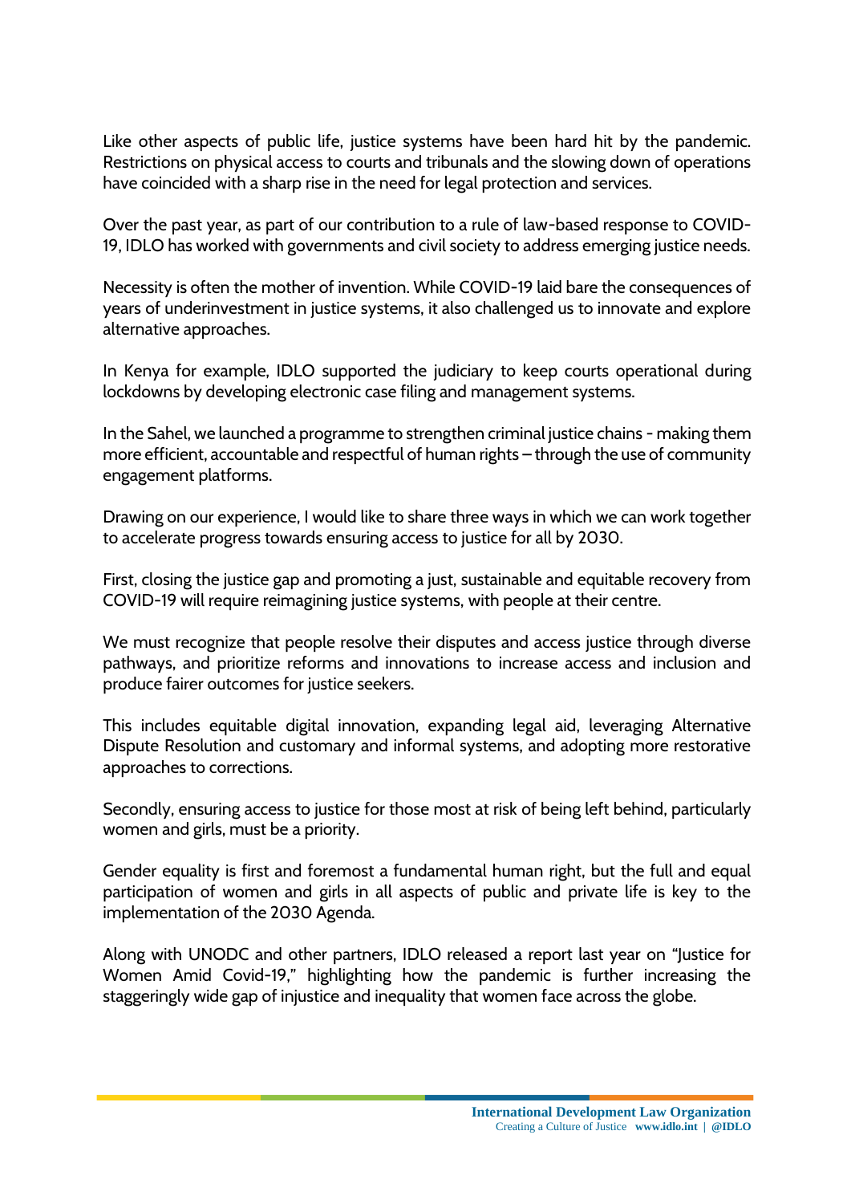Like other aspects of public life, justice systems have been hard hit by the pandemic. Restrictions on physical access to courts and tribunals and the slowing down of operations have coincided with a sharp rise in the need for legal protection and services.

Over the past year, as part of our contribution to a rule of law-based response to COVID-19, IDLO has worked with governments and civil society to address emerging justice needs.

Necessity is often the mother of invention. While COVID-19 laid bare the consequences of years of underinvestment in justice systems, it also challenged us to innovate and explore alternative approaches.

In Kenya for example, IDLO supported the judiciary to keep courts operational during lockdowns by developing electronic case filing and management systems.

In the Sahel, we launched a programme to strengthen criminal justice chains - making them more efficient, accountable and respectful of human rights – through the use of community engagement platforms.

Drawing on our experience, I would like to share three ways in which we can work together to accelerate progress towards ensuring access to justice for all by 2030.

First, closing the justice gap and promoting a just, sustainable and equitable recovery from COVID-19 will require reimagining justice systems, with people at their centre.

We must recognize that people resolve their disputes and access justice through diverse pathways, and prioritize reforms and innovations to increase access and inclusion and produce fairer outcomes for justice seekers.

This includes equitable digital innovation, expanding legal aid, leveraging Alternative Dispute Resolution and customary and informal systems, and adopting more restorative approaches to corrections.

Secondly, ensuring access to justice for those most at risk of being left behind, particularly women and girls, must be a priority.

Gender equality is first and foremost a fundamental human right, but the full and equal participation of women and girls in all aspects of public and private life is key to the implementation of the 2030 Agenda.

Along with UNODC and other partners, IDLO released a report last year on "Justice for Women Amid Covid-19," highlighting how the pandemic is further increasing the staggeringly wide gap of injustice and inequality that women face across the globe.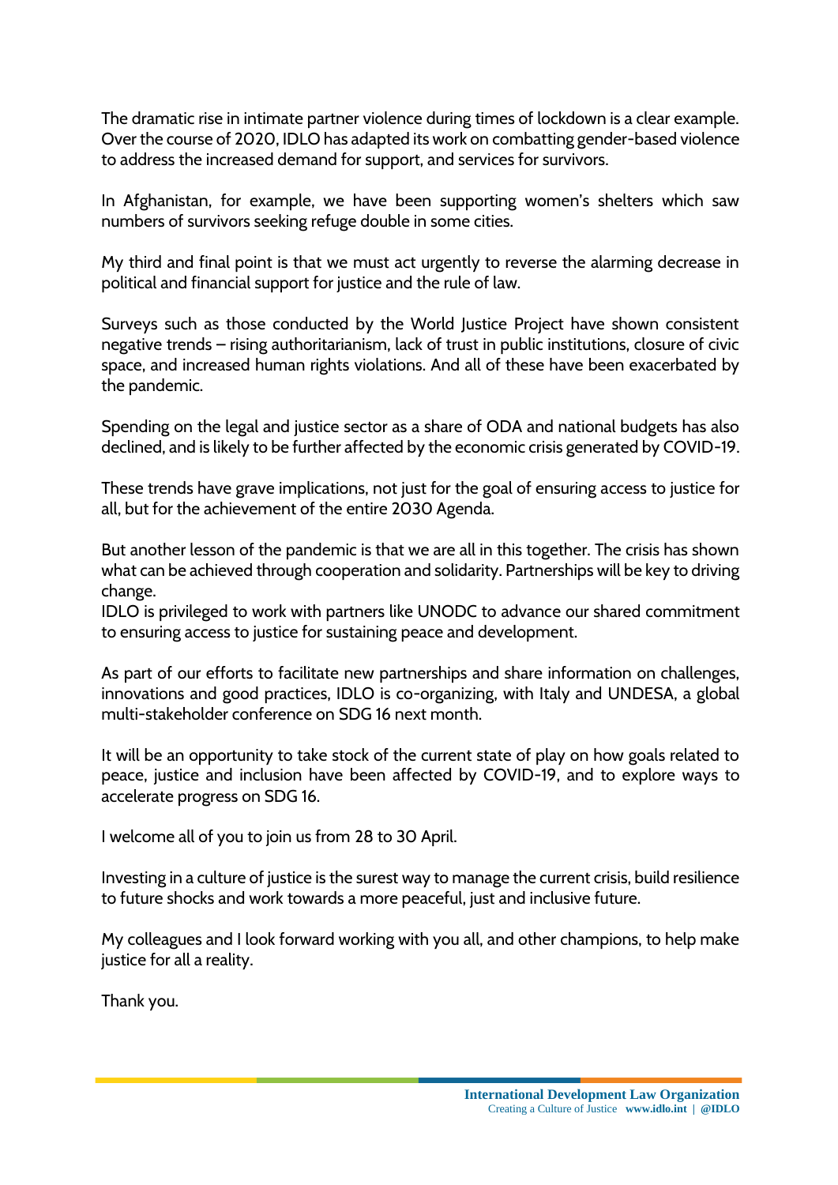The dramatic rise in intimate partner violence during times of lockdown is a clear example. Over the course of 2020, IDLO has adapted its work on combatting gender-based violence to address the increased demand for support, and services for survivors.

In Afghanistan, for example, we have been supporting women's shelters which saw numbers of survivors seeking refuge double in some cities.

My third and final point is that we must act urgently to reverse the alarming decrease in political and financial support for justice and the rule of law.

Surveys such as those conducted by the World Justice Project have shown consistent negative trends – rising authoritarianism, lack of trust in public institutions, closure of civic space, and increased human rights violations. And all of these have been exacerbated by the pandemic.

Spending on the legal and justice sector as a share of ODA and national budgets has also declined, and is likely to be further affected by the economic crisis generated by COVID-19.

These trends have grave implications, not just for the goal of ensuring access to justice for all, but for the achievement of the entire 2030 Agenda.

But another lesson of the pandemic is that we are all in this together. The crisis has shown what can be achieved through cooperation and solidarity. Partnerships will be key to driving change.
IDLO is privileged to work with partners like UNODC to advance our shared commitment to ensuring access to justice for sustaining peace and development.

As part of our efforts to facilitate new partnerships and share information on challenges, innovations and good practices, IDLO is co-organizing, with Italy and UNDESA, a global multi-stakeholder conference on SDG 16 next month.

It will be an opportunity to take stock of the current state of play on how goals related to peace, justice and inclusion have been affected by COVID-19, and to explore ways to accelerate progress on SDG 16.

I welcome all of you to join us from 28 to 30 April.

Investing in a culture of justice is the surest way to manage the current crisis, build resilience to future shocks and work towards a more peaceful, just and inclusive future.

My colleagues and I look forward working with you all, and other champions, to help make justice for all a reality.

Thank you.